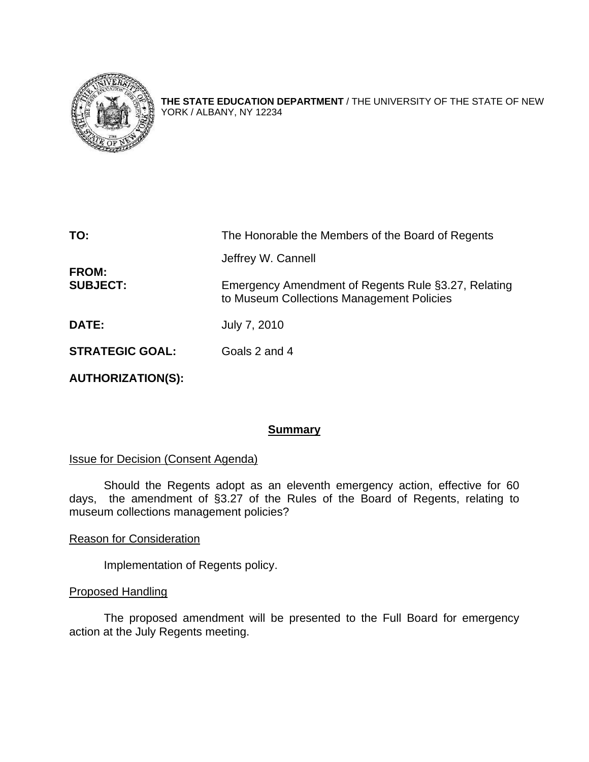**THE STATE EDUCATION DEPARTMENT** / THE UNIVERSITY OF THE STATE OF NEW YORK / ALBANY, NY 12234

| | |
|---|---|
| **TO:** | The Honorable the Members of the Board of Regents |
| **FROM:** | Jeffrey W. Cannell |
| **SUBJECT:** | Emergency Amendment of Regents Rule §3.27, Relating to Museum Collections Management Policies |
| **DATE:** | July 7, 2010 |
| **STRATEGIC GOAL:** | Goals 2 and 4 |
| **AUTHORIZATION(S):** | |

## Summary

Issue for Decision (Consent Agenda)

Should the Regents adopt as an eleventh emergency action, effective for 60 days, the amendment of §3.27 of the Rules of the Board of Regents, relating to museum collections management policies?

Reason for Consideration

Implementation of Regents policy.

Proposed Handling

The proposed amendment will be presented to the Full Board for emergency action at the July Regents meeting.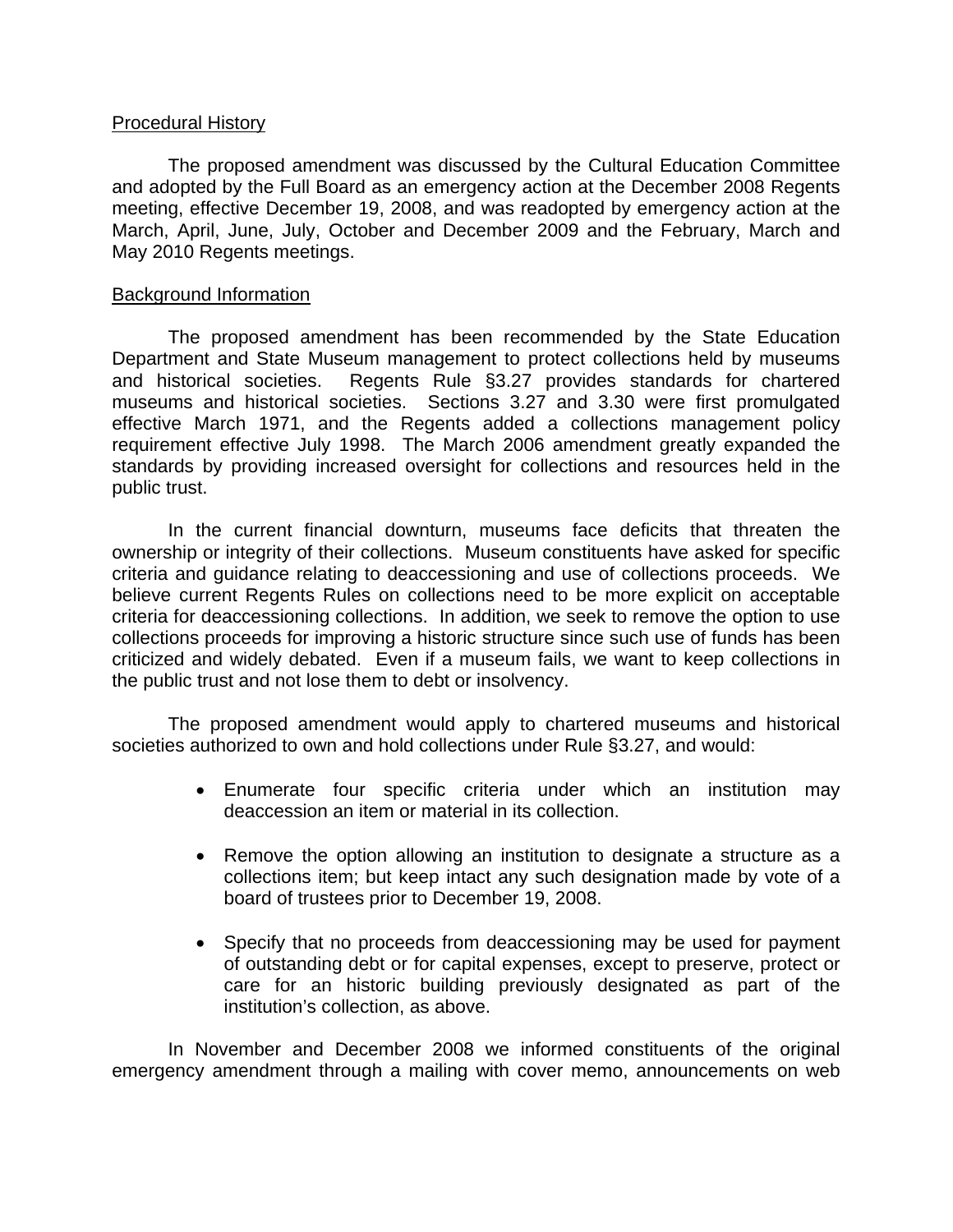Procedural History

The proposed amendment was discussed by the Cultural Education Committee and adopted by the Full Board as an emergency action at the December 2008 Regents meeting, effective December 19, 2008, and was readopted by emergency action at the March, April, June, July, October and December 2009 and the February, March and May 2010 Regents meetings.

Background Information

The proposed amendment has been recommended by the State Education Department and State Museum management to protect collections held by museums and historical societies. Regents Rule §3.27 provides standards for chartered museums and historical societies. Sections 3.27 and 3.30 were first promulgated effective March 1971, and the Regents added a collections management policy requirement effective July 1998. The March 2006 amendment greatly expanded the standards by providing increased oversight for collections and resources held in the public trust.

In the current financial downturn, museums face deficits that threaten the ownership or integrity of their collections. Museum constituents have asked for specific criteria and guidance relating to deaccessioning and use of collections proceeds. We believe current Regents Rules on collections need to be more explicit on acceptable criteria for deaccessioning collections. In addition, we seek to remove the option to use collections proceeds for improving a historic structure since such use of funds has been criticized and widely debated. Even if a museum fails, we want to keep collections in the public trust and not lose them to debt or insolvency.

The proposed amendment would apply to chartered museums and historical societies authorized to own and hold collections under Rule §3.27, and would:

- Enumerate four specific criteria under which an institution may deaccession an item or material in its collection.
- Remove the option allowing an institution to designate a structure as a collections item; but keep intact any such designation made by vote of a board of trustees prior to December 19, 2008.
- Specify that no proceeds from deaccessioning may be used for payment of outstanding debt or for capital expenses, except to preserve, protect or care for an historic building previously designated as part of the institution's collection, as above.

In November and December 2008 we informed constituents of the original emergency amendment through a mailing with cover memo, announcements on web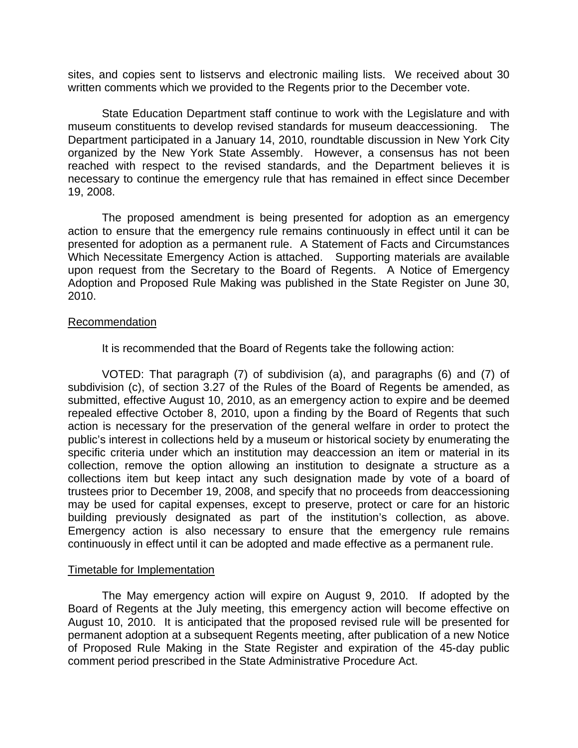sites, and copies sent to listservs and electronic mailing lists. We received about 30 written comments which we provided to the Regents prior to the December vote.

State Education Department staff continue to work with the Legislature and with museum constituents to develop revised standards for museum deaccessioning. The Department participated in a January 14, 2010, roundtable discussion in New York City organized by the New York State Assembly. However, a consensus has not been reached with respect to the revised standards, and the Department believes it is necessary to continue the emergency rule that has remained in effect since December 19, 2008.

The proposed amendment is being presented for adoption as an emergency action to ensure that the emergency rule remains continuously in effect until it can be presented for adoption as a permanent rule. A Statement of Facts and Circumstances Which Necessitate Emergency Action is attached. Supporting materials are available upon request from the Secretary to the Board of Regents. A Notice of Emergency Adoption and Proposed Rule Making was published in the State Register on June 30, 2010.

## Recommendation

It is recommended that the Board of Regents take the following action:

VOTED: That paragraph (7) of subdivision (a), and paragraphs (6) and (7) of subdivision (c), of section 3.27 of the Rules of the Board of Regents be amended, as submitted, effective August 10, 2010, as an emergency action to expire and be deemed repealed effective October 8, 2010, upon a finding by the Board of Regents that such action is necessary for the preservation of the general welfare in order to protect the public's interest in collections held by a museum or historical society by enumerating the specific criteria under which an institution may deaccession an item or material in its collection, remove the option allowing an institution to designate a structure as a collections item but keep intact any such designation made by vote of a board of trustees prior to December 19, 2008, and specify that no proceeds from deaccessioning may be used for capital expenses, except to preserve, protect or care for an historic building previously designated as part of the institution's collection, as above. Emergency action is also necessary to ensure that the emergency rule remains continuously in effect until it can be adopted and made effective as a permanent rule.

## Timetable for Implementation

The May emergency action will expire on August 9, 2010. If adopted by the Board of Regents at the July meeting, this emergency action will become effective on August 10, 2010. It is anticipated that the proposed revised rule will be presented for permanent adoption at a subsequent Regents meeting, after publication of a new Notice of Proposed Rule Making in the State Register and expiration of the 45-day public comment period prescribed in the State Administrative Procedure Act.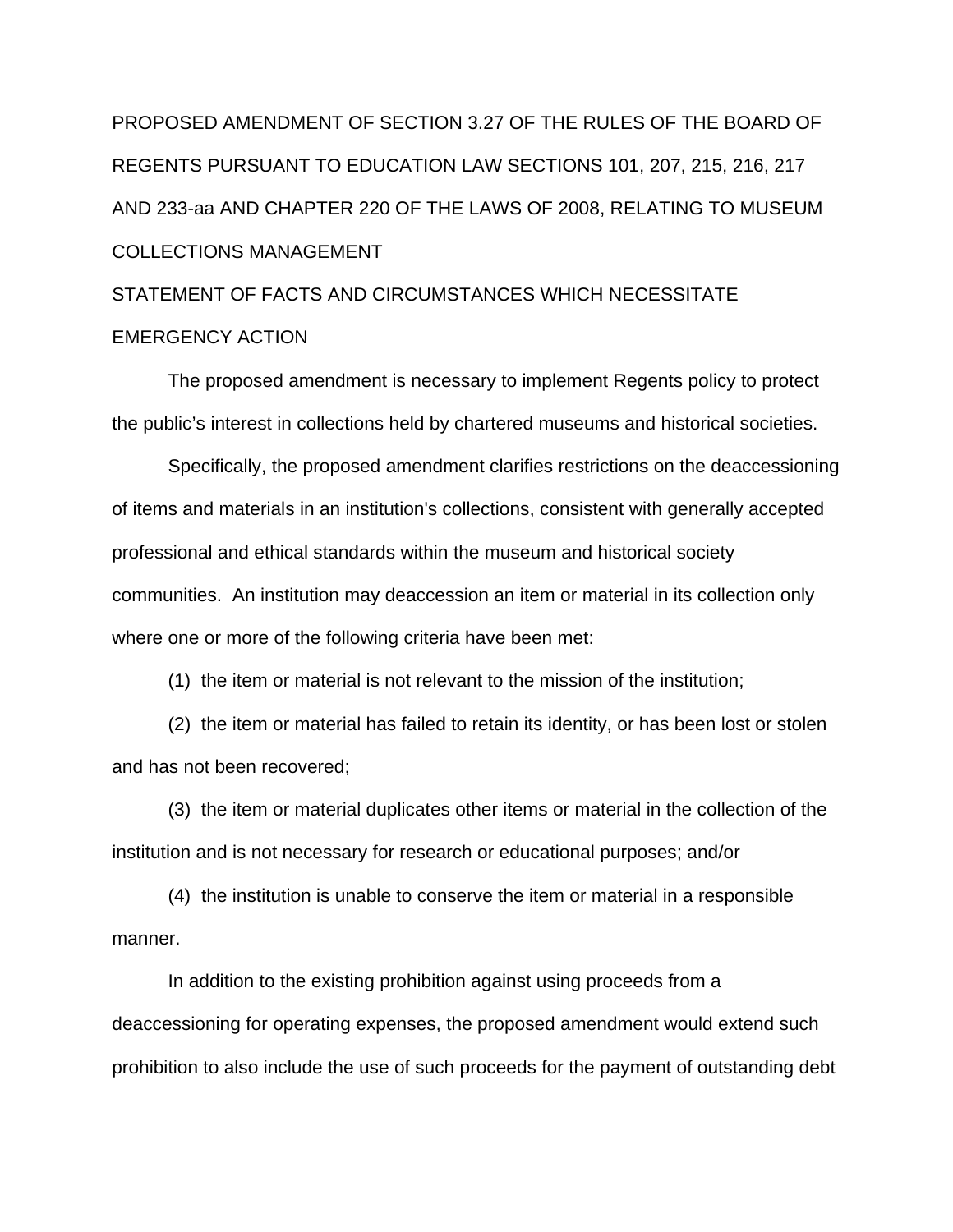PROPOSED AMENDMENT OF SECTION 3.27 OF THE RULES OF THE BOARD OF REGENTS PURSUANT TO EDUCATION LAW SECTIONS 101, 207, 215, 216, 217 AND 233-aa AND CHAPTER 220 OF THE LAWS OF 2008, RELATING TO MUSEUM COLLECTIONS MANAGEMENT

STATEMENT OF FACTS AND CIRCUMSTANCES WHICH NECESSITATE EMERGENCY ACTION

The proposed amendment is necessary to implement Regents policy to protect the public's interest in collections held by chartered museums and historical societies.

Specifically, the proposed amendment clarifies restrictions on the deaccessioning of items and materials in an institution's collections, consistent with generally accepted professional and ethical standards within the museum and historical society communities. An institution may deaccession an item or material in its collection only where one or more of the following criteria have been met:

(1) the item or material is not relevant to the mission of the institution;

(2) the item or material has failed to retain its identity, or has been lost or stolen and has not been recovered;

(3) the item or material duplicates other items or material in the collection of the institution and is not necessary for research or educational purposes; and/or

(4) the institution is unable to conserve the item or material in a responsible manner.

In addition to the existing prohibition against using proceeds from a deaccessioning for operating expenses, the proposed amendment would extend such prohibition to also include the use of such proceeds for the payment of outstanding debt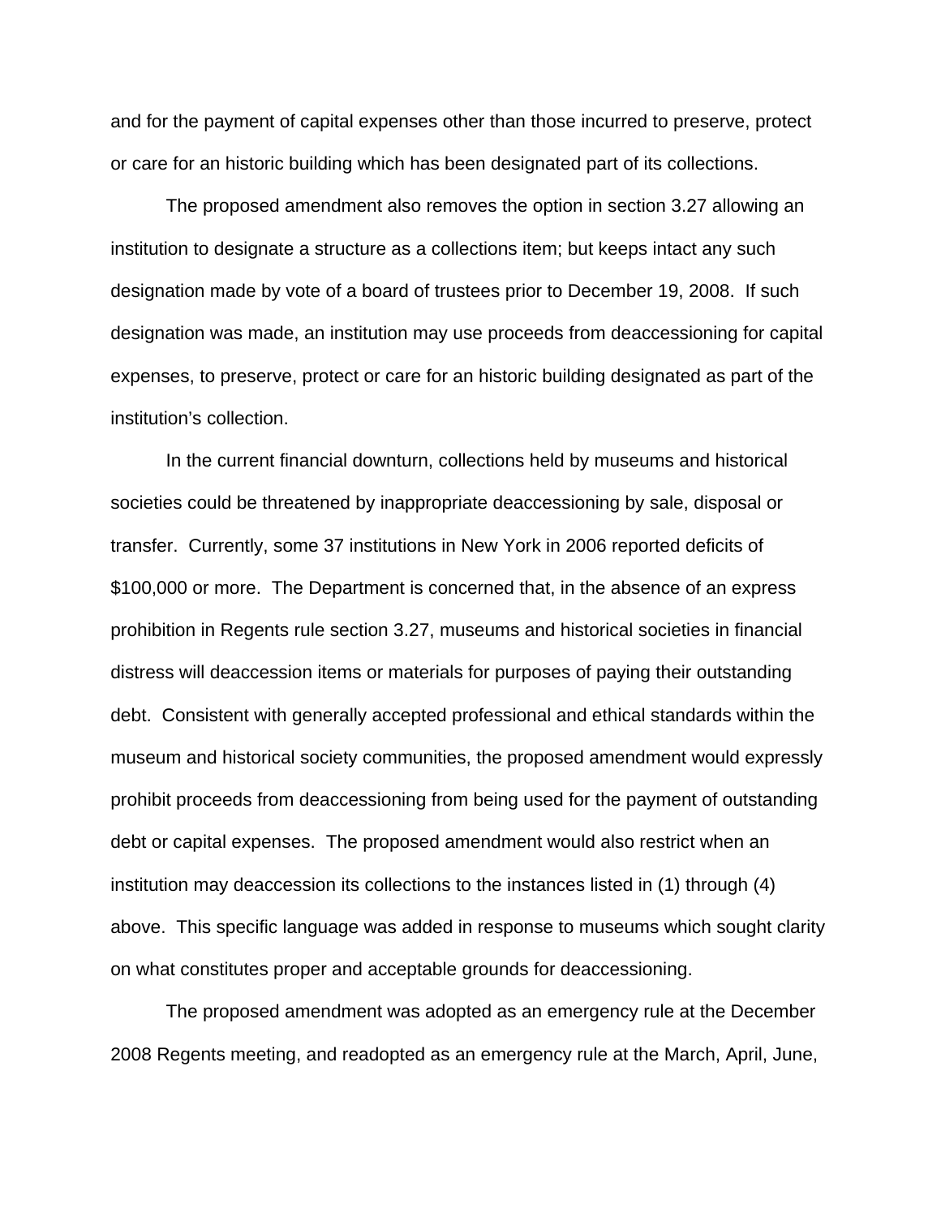and for the payment of capital expenses other than those incurred to preserve, protect or care for an historic building which has been designated part of its collections.

The proposed amendment also removes the option in section 3.27 allowing an institution to designate a structure as a collections item; but keeps intact any such designation made by vote of a board of trustees prior to December 19, 2008. If such designation was made, an institution may use proceeds from deaccessioning for capital expenses, to preserve, protect or care for an historic building designated as part of the institution's collection.

In the current financial downturn, collections held by museums and historical societies could be threatened by inappropriate deaccessioning by sale, disposal or transfer. Currently, some 37 institutions in New York in 2006 reported deficits of $100,000 or more. The Department is concerned that, in the absence of an express prohibition in Regents rule section 3.27, museums and historical societies in financial distress will deaccession items or materials for purposes of paying their outstanding debt. Consistent with generally accepted professional and ethical standards within the museum and historical society communities, the proposed amendment would expressly prohibit proceeds from deaccessioning from being used for the payment of outstanding debt or capital expenses. The proposed amendment would also restrict when an institution may deaccession its collections to the instances listed in (1) through (4) above. This specific language was added in response to museums which sought clarity on what constitutes proper and acceptable grounds for deaccessioning.

The proposed amendment was adopted as an emergency rule at the December 2008 Regents meeting, and readopted as an emergency rule at the March, April, June,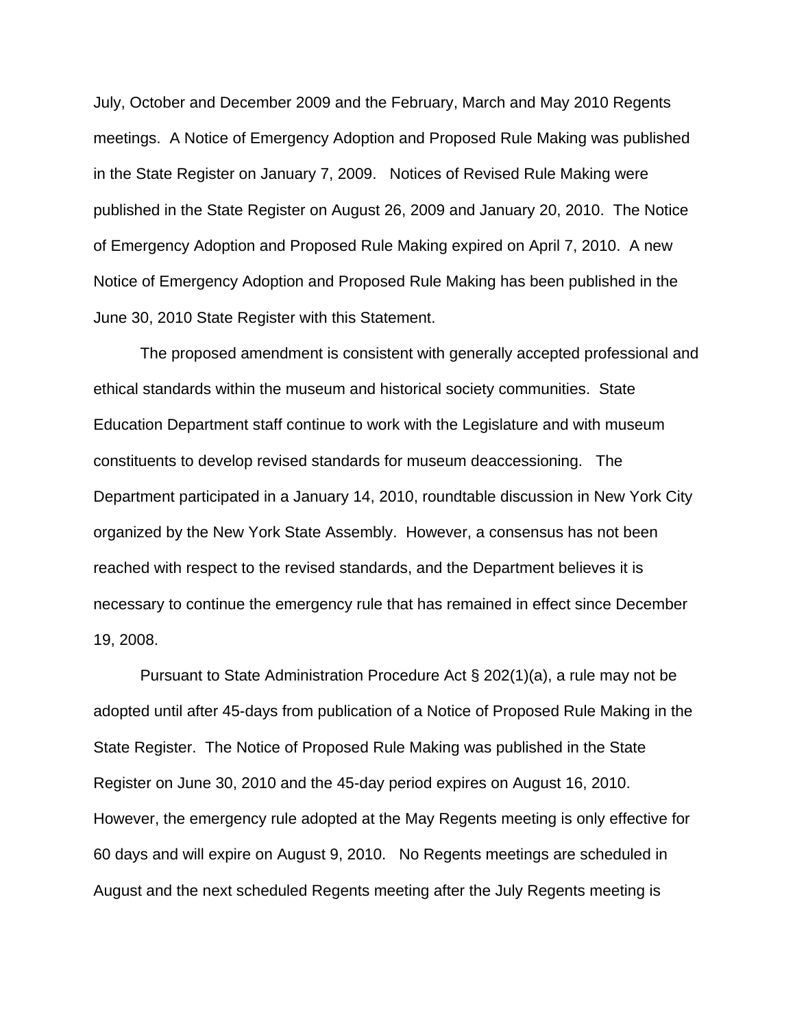July, October and December 2009 and the February, March and May 2010 Regents meetings. A Notice of Emergency Adoption and Proposed Rule Making was published in the State Register on January 7, 2009. Notices of Revised Rule Making were published in the State Register on August 26, 2009 and January 20, 2010. The Notice of Emergency Adoption and Proposed Rule Making expired on April 7, 2010. A new Notice of Emergency Adoption and Proposed Rule Making has been published in the June 30, 2010 State Register with this Statement.

The proposed amendment is consistent with generally accepted professional and ethical standards within the museum and historical society communities. State Education Department staff continue to work with the Legislature and with museum constituents to develop revised standards for museum deaccessioning. The Department participated in a January 14, 2010, roundtable discussion in New York City organized by the New York State Assembly. However, a consensus has not been reached with respect to the revised standards, and the Department believes it is necessary to continue the emergency rule that has remained in effect since December 19, 2008.

Pursuant to State Administration Procedure Act § 202(1)(a), a rule may not be adopted until after 45-days from publication of a Notice of Proposed Rule Making in the State Register. The Notice of Proposed Rule Making was published in the State Register on June 30, 2010 and the 45-day period expires on August 16, 2010. However, the emergency rule adopted at the May Regents meeting is only effective for 60 days and will expire on August 9, 2010. No Regents meetings are scheduled in August and the next scheduled Regents meeting after the July Regents meeting is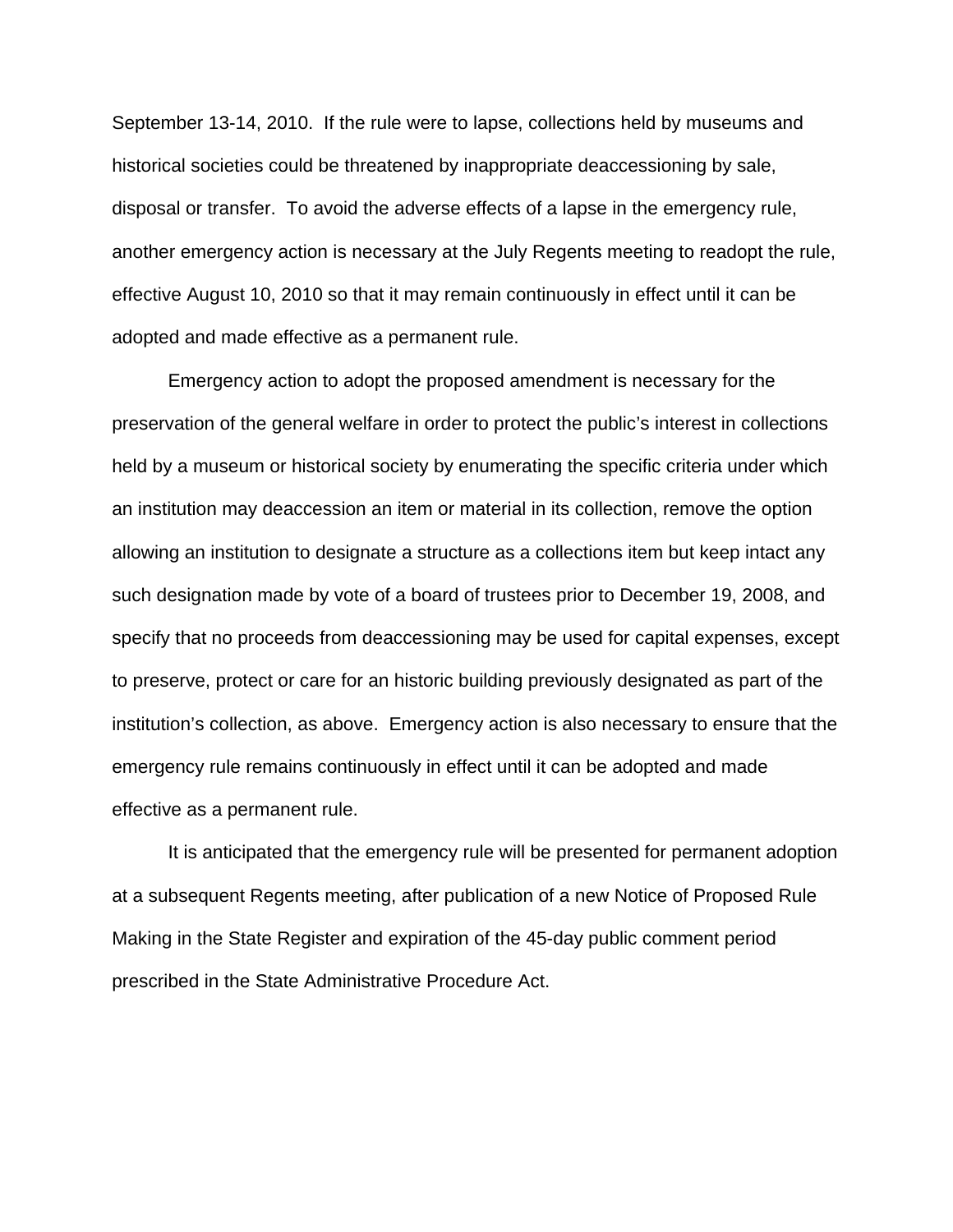September 13-14, 2010. If the rule were to lapse, collections held by museums and historical societies could be threatened by inappropriate deaccessioning by sale, disposal or transfer. To avoid the adverse effects of a lapse in the emergency rule, another emergency action is necessary at the July Regents meeting to readopt the rule, effective August 10, 2010 so that it may remain continuously in effect until it can be adopted and made effective as a permanent rule.

Emergency action to adopt the proposed amendment is necessary for the preservation of the general welfare in order to protect the public's interest in collections held by a museum or historical society by enumerating the specific criteria under which an institution may deaccession an item or material in its collection, remove the option allowing an institution to designate a structure as a collections item but keep intact any such designation made by vote of a board of trustees prior to December 19, 2008, and specify that no proceeds from deaccessioning may be used for capital expenses, except to preserve, protect or care for an historic building previously designated as part of the institution's collection, as above. Emergency action is also necessary to ensure that the emergency rule remains continuously in effect until it can be adopted and made effective as a permanent rule.

It is anticipated that the emergency rule will be presented for permanent adoption at a subsequent Regents meeting, after publication of a new Notice of Proposed Rule Making in the State Register and expiration of the 45-day public comment period prescribed in the State Administrative Procedure Act.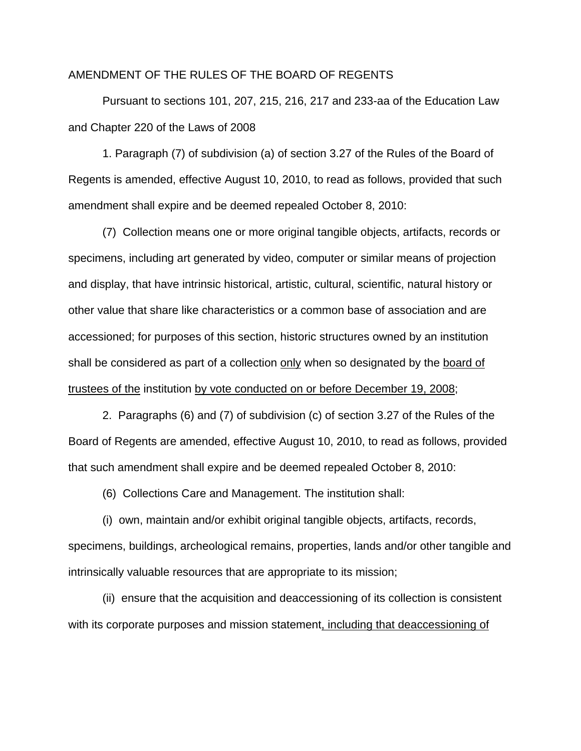AMENDMENT OF THE RULES OF THE BOARD OF REGENTS

Pursuant to sections 101, 207, 215, 216, 217 and 233-aa of the Education Law and Chapter 220 of the Laws of 2008

1. Paragraph (7) of subdivision (a) of section 3.27 of the Rules of the Board of Regents is amended, effective August 10, 2010, to read as follows, provided that such amendment shall expire and be deemed repealed October 8, 2010:

(7) Collection means one or more original tangible objects, artifacts, records or specimens, including art generated by video, computer or similar means of projection and display, that have intrinsic historical, artistic, cultural, scientific, natural history or other value that share like characteristics or a common base of association and are accessioned; for purposes of this section, historic structures owned by an institution shall be considered as part of a collection <u>only</u> when so designated by the <u>board of trustees of the</u> institution <u>by vote conducted on or before December 19, 2008</u>;

2. Paragraphs (6) and (7) of subdivision (c) of section 3.27 of the Rules of the Board of Regents are amended, effective August 10, 2010, to read as follows, provided that such amendment shall expire and be deemed repealed October 8, 2010:

(6) Collections Care and Management. The institution shall:

(i) own, maintain and/or exhibit original tangible objects, artifacts, records, specimens, buildings, archeological remains, properties, lands and/or other tangible and intrinsically valuable resources that are appropriate to its mission;

(ii) ensure that the acquisition and deaccessioning of its collection is consistent with its corporate purposes and mission statement<u>, including that deaccessioning of</u>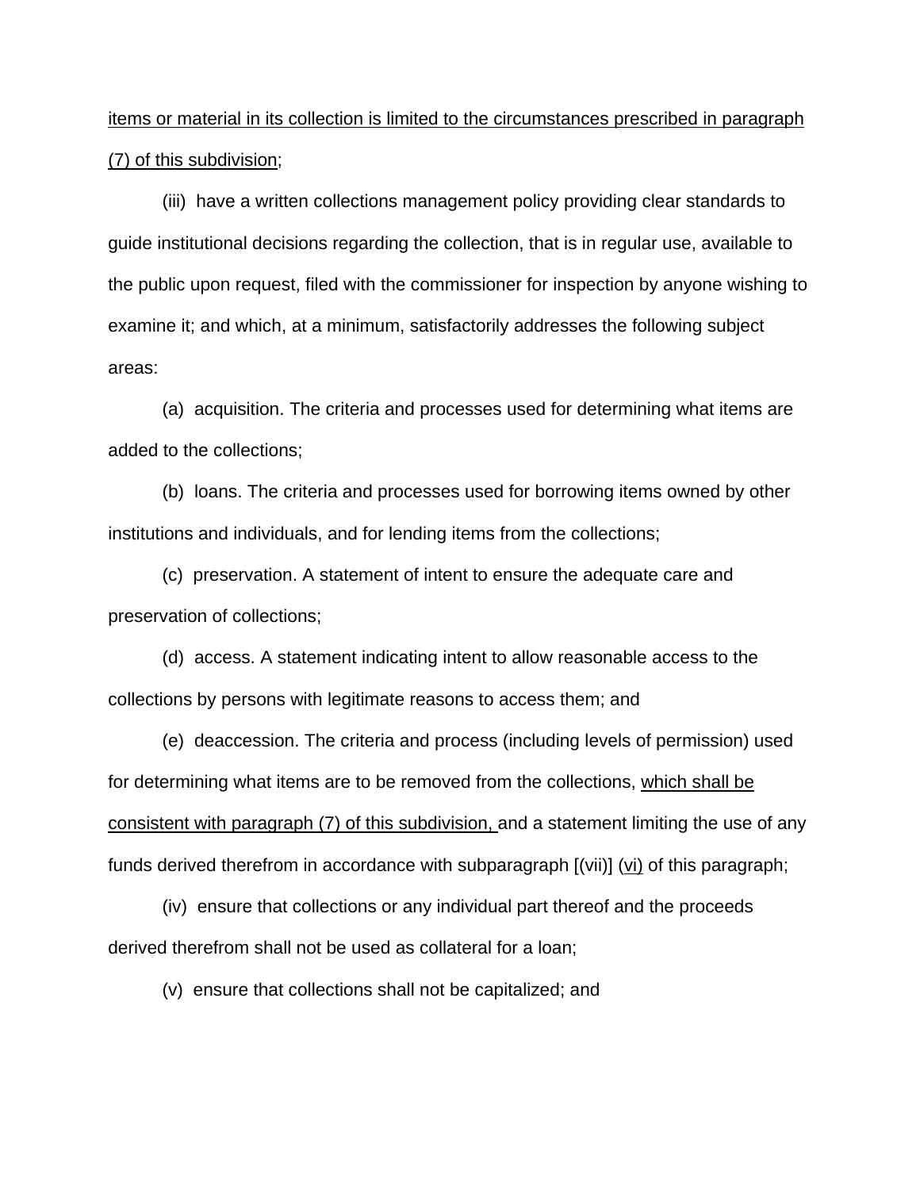<u>items or material in its collection is limited to the circumstances prescribed in paragraph (7) of this subdivision</u>;

(iii) have a written collections management policy providing clear standards to guide institutional decisions regarding the collection, that is in regular use, available to the public upon request, filed with the commissioner for inspection by anyone wishing to examine it; and which, at a minimum, satisfactorily addresses the following subject areas:

(a) acquisition. The criteria and processes used for determining what items are added to the collections;

(b) loans. The criteria and processes used for borrowing items owned by other institutions and individuals, and for lending items from the collections;

(c) preservation. A statement of intent to ensure the adequate care and preservation of collections;

(d) access. A statement indicating intent to allow reasonable access to the collections by persons with legitimate reasons to access them; and

(e) deaccession. The criteria and process (including levels of permission) used for determining what items are to be removed from the collections, <u>which shall be consistent with paragraph (7) of this subdivision,</u> and a statement limiting the use of any funds derived therefrom in accordance with subparagraph [(vii)] (<u>vi</u>) of this paragraph;

(iv) ensure that collections or any individual part thereof and the proceeds derived therefrom shall not be used as collateral for a loan;

(v) ensure that collections shall not be capitalized; and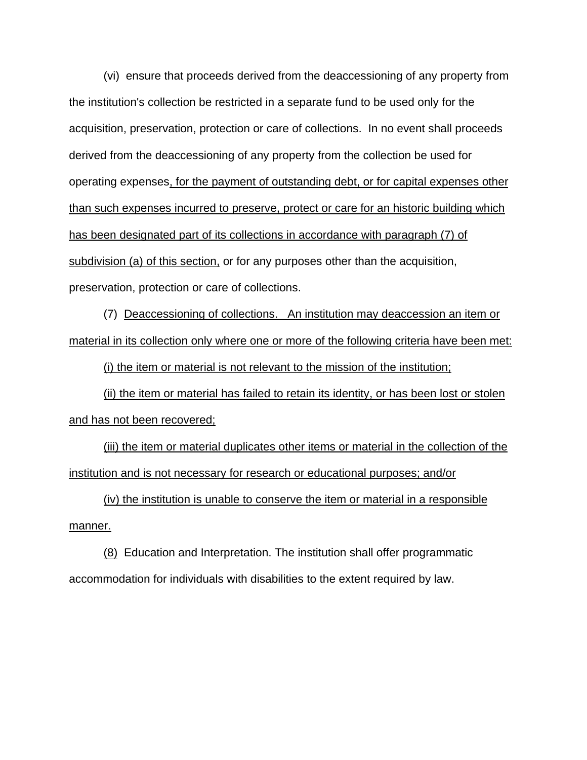(vi) ensure that proceeds derived from the deaccessioning of any property from the institution's collection be restricted in a separate fund to be used only for the acquisition, preservation, protection or care of collections. In no event shall proceeds derived from the deaccessioning of any property from the collection be used for operating expenses, for the payment of outstanding debt, or for capital expenses other than such expenses incurred to preserve, protect or care for an historic building which has been designated part of its collections in accordance with paragraph (7) of subdivision (a) of this section, or for any purposes other than the acquisition, preservation, protection or care of collections.

(7) Deaccessioning of collections. An institution may deaccession an item or material in its collection only where one or more of the following criteria have been met:

(i) the item or material is not relevant to the mission of the institution;

(ii) the item or material has failed to retain its identity, or has been lost or stolen and has not been recovered;

(iii) the item or material duplicates other items or material in the collection of the institution and is not necessary for research or educational purposes; and/or

(iv) the institution is unable to conserve the item or material in a responsible manner.

(8) Education and Interpretation. The institution shall offer programmatic accommodation for individuals with disabilities to the extent required by law.